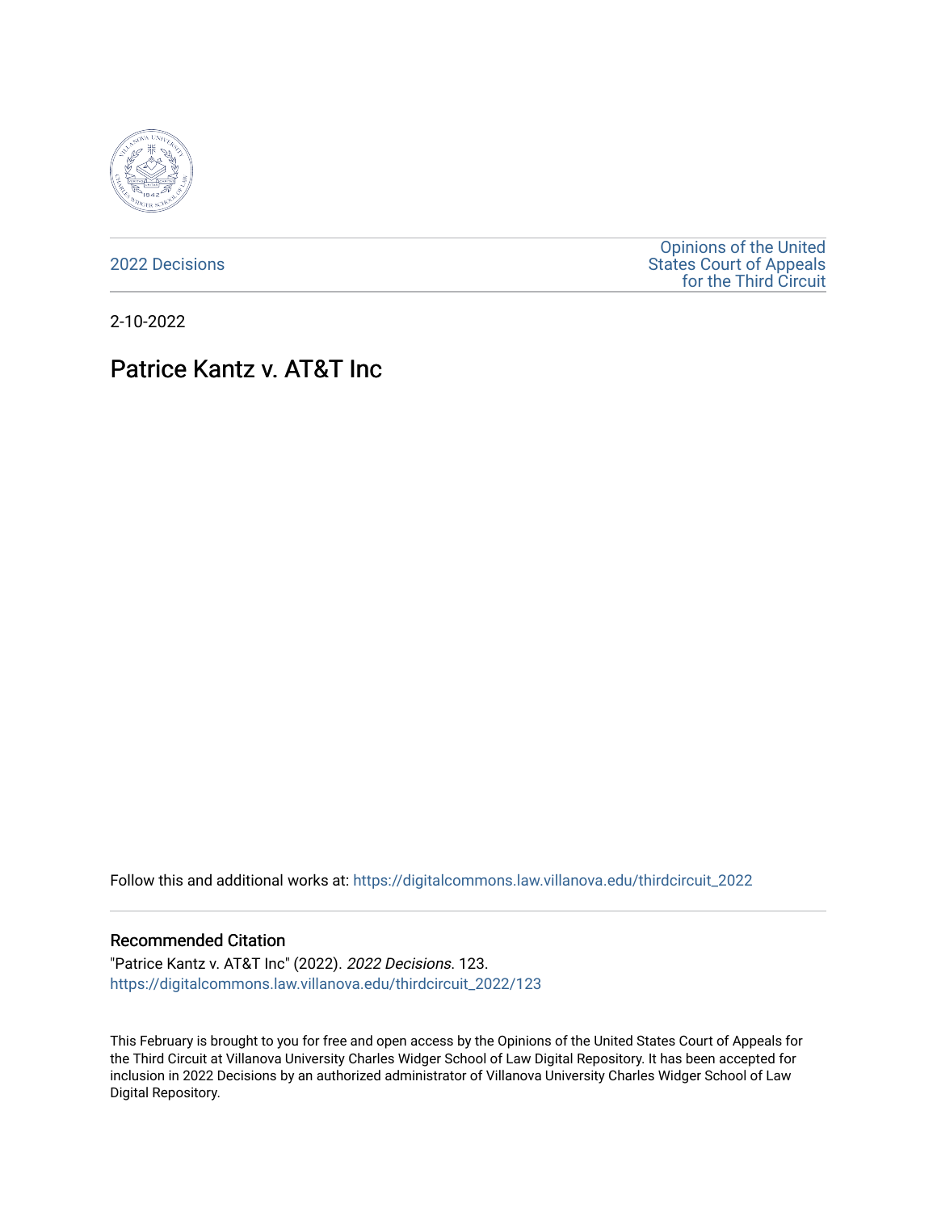2022 Decisions

Opinions of the United States Court of Appeals for the Third Circuit

2-10-2022

# Patrice Kantz v. AT&T Inc

Follow this and additional works at: https://digitalcommons.law.villanova.edu/thirdcircuit_2022

## Recommended Citation

"Patrice Kantz v. AT&T Inc" (2022). *2022 Decisions*. 123.
https://digitalcommons.law.villanova.edu/thirdcircuit_2022/123

This February is brought to you for free and open access by the Opinions of the United States Court of Appeals for the Third Circuit at Villanova University Charles Widger School of Law Digital Repository. It has been accepted for inclusion in 2022 Decisions by an authorized administrator of Villanova University Charles Widger School of Law Digital Repository.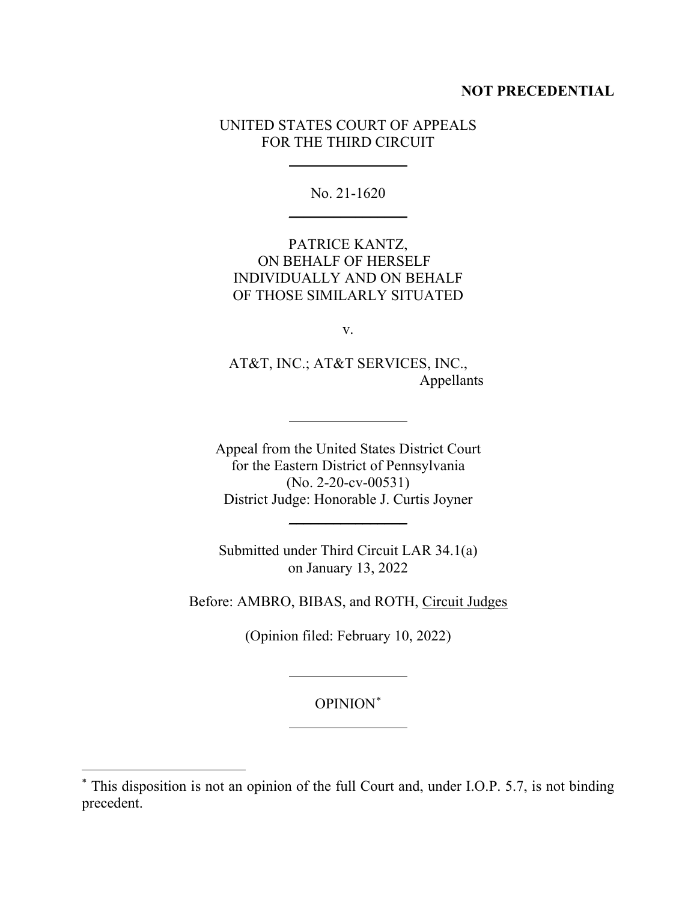**NOT PRECEDENTIAL**

UNITED STATES COURT OF APPEALS
FOR THE THIRD CIRCUIT

---

No. 21-1620

---

PATRICE KANTZ,
ON BEHALF OF HERSELF
INDIVIDUALLY AND ON BEHALF
OF THOSE SIMILARLY SITUATED

v.

AT&T, INC.; AT&T SERVICES, INC.,
Appellants

---

Appeal from the United States District Court
for the Eastern District of Pennsylvania
(No. 2-20-cv-00531)
District Judge: Honorable J. Curtis Joyner

---

Submitted under Third Circuit LAR 34.1(a)
on January 13, 2022

Before: AMBRO, BIBAS, and ROTH, Circuit Judges

(Opinion filed: February 10, 2022)

---

OPINION[*]

---

[*] This disposition is not an opinion of the full Court and, under I.O.P. 5.7, is not binding precedent.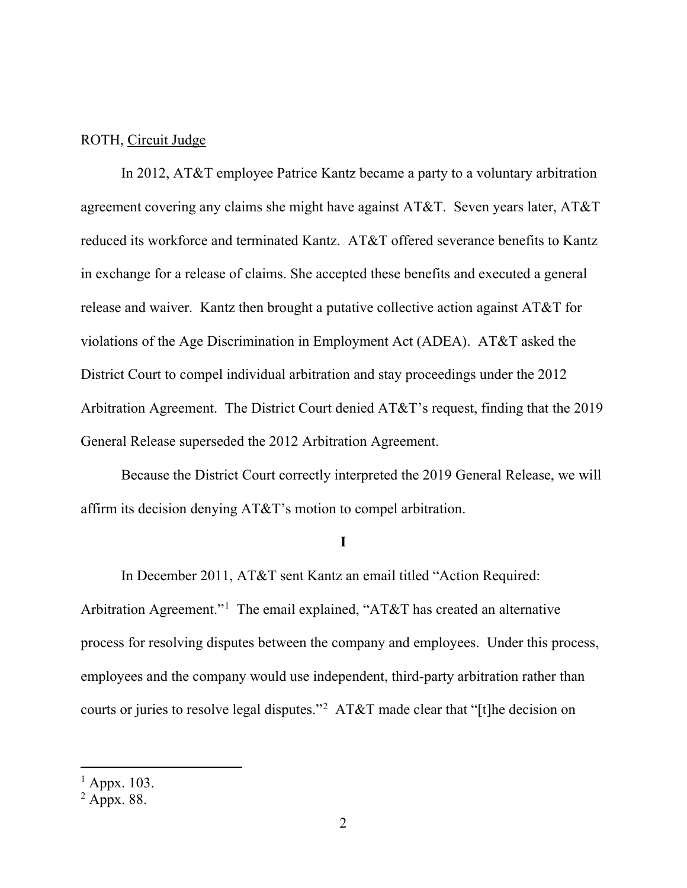ROTH, Circuit Judge

In 2012, AT&T employee Patrice Kantz became a party to a voluntary arbitration agreement covering any claims she might have against AT&T. Seven years later, AT&T reduced its workforce and terminated Kantz. AT&T offered severance benefits to Kantz in exchange for a release of claims. She accepted these benefits and executed a general release and waiver. Kantz then brought a putative collective action against AT&T for violations of the Age Discrimination in Employment Act (ADEA). AT&T asked the District Court to compel individual arbitration and stay proceedings under the 2012 Arbitration Agreement. The District Court denied AT&T's request, finding that the 2019 General Release superseded the 2012 Arbitration Agreement.

Because the District Court correctly interpreted the 2019 General Release, we will affirm its decision denying AT&T's motion to compel arbitration.

## I

In December 2011, AT&T sent Kantz an email titled "Action Required: Arbitration Agreement."[1] The email explained, "AT&T has created an alternative process for resolving disputes between the company and employees. Under this process, employees and the company would use independent, third-party arbitration rather than courts or juries to resolve legal disputes."[2] AT&T made clear that "[t]he decision on

---

[1] Appx. 103.

[2] Appx. 88.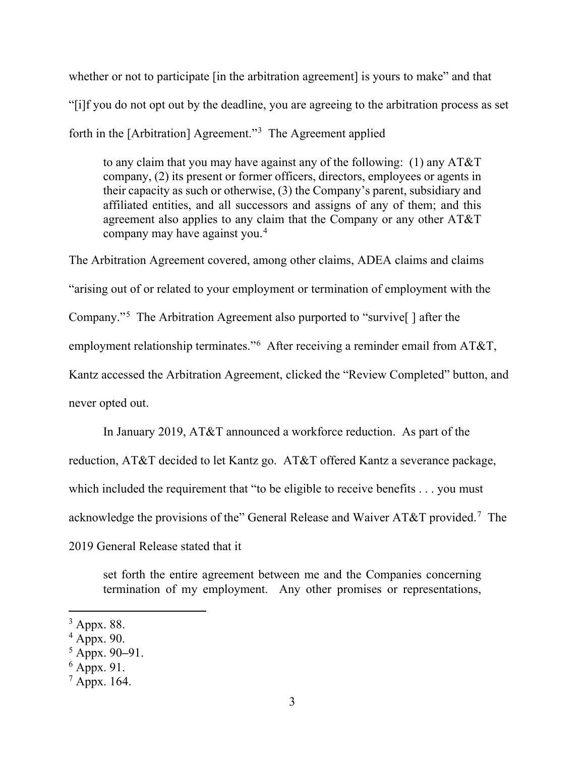whether or not to participate [in the arbitration agreement] is yours to make" and that "[i]f you do not opt out by the deadline, you are agreeing to the arbitration process as set forth in the [Arbitration] Agreement."[3] The Agreement applied

> to any claim that you may have against any of the following: (1) any AT&T company, (2) its present or former officers, directors, employees or agents in their capacity as such or otherwise, (3) the Company's parent, subsidiary and affiliated entities, and all successors and assigns of any of them; and this agreement also applies to any claim that the Company or any other AT&T company may have against you.[4]

The Arbitration Agreement covered, among other claims, ADEA claims and claims "arising out of or related to your employment or termination of employment with the Company."[5] The Arbitration Agreement also purported to "survive[ ] after the employment relationship terminates."[6] After receiving a reminder email from AT&T, Kantz accessed the Arbitration Agreement, clicked the "Review Completed" button, and never opted out.

In January 2019, AT&T announced a workforce reduction. As part of the reduction, AT&T decided to let Kantz go. AT&T offered Kantz a severance package, which included the requirement that "to be eligible to receive benefits . . . you must acknowledge the provisions of the" General Release and Waiver AT&T provided.[7] The 2019 General Release stated that it

> set forth the entire agreement between me and the Companies concerning termination of my employment. Any other promises or representations,

---

[3] Appx. 88.
[4] Appx. 90.
[5] Appx. 90–91.
[6] Appx. 91.
[7] Appx. 164.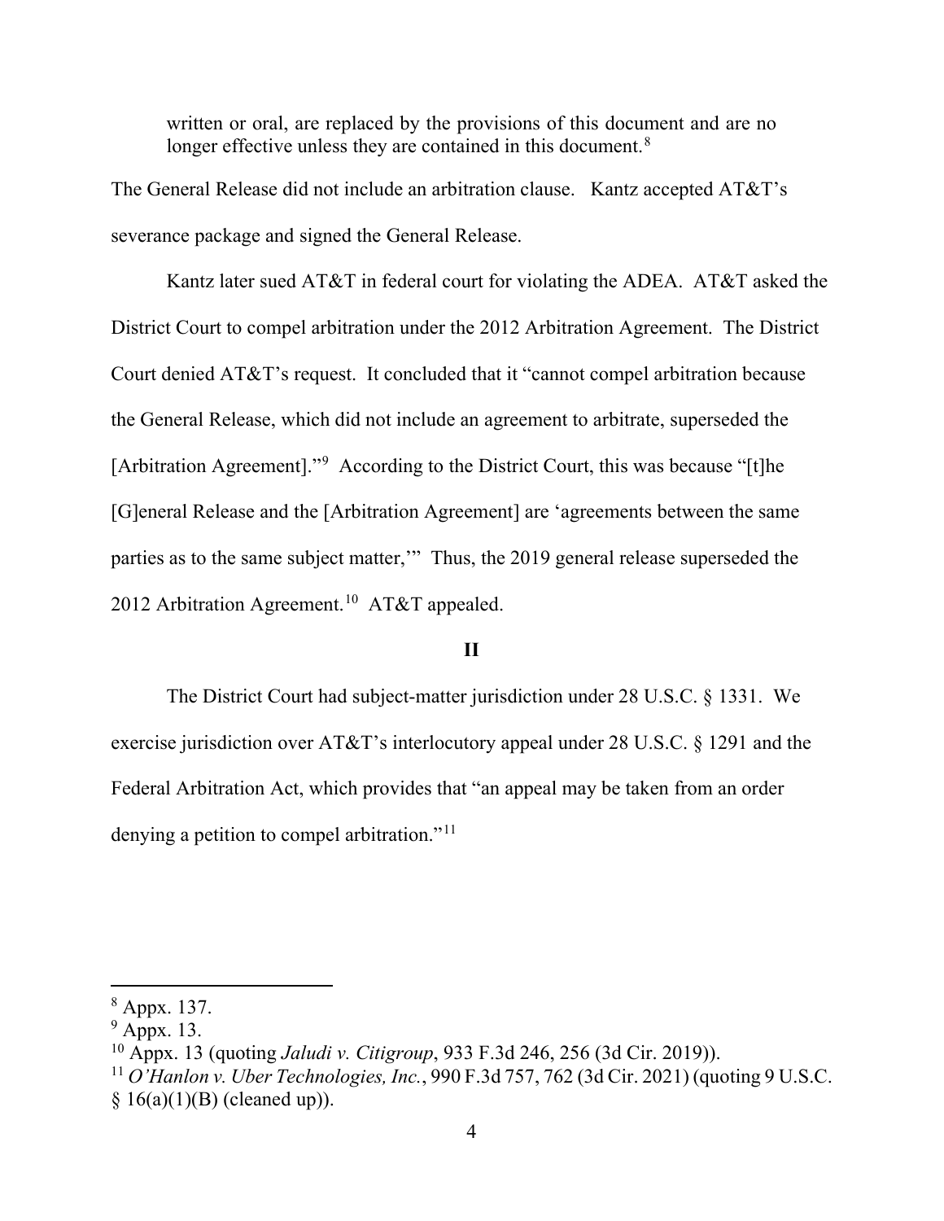> written or oral, are replaced by the provisions of this document and are no longer effective unless they are contained in this document.[8]

The General Release did not include an arbitration clause. Kantz accepted AT&T's severance package and signed the General Release.

Kantz later sued AT&T in federal court for violating the ADEA. AT&T asked the District Court to compel arbitration under the 2012 Arbitration Agreement. The District Court denied AT&T's request. It concluded that it "cannot compel arbitration because the General Release, which did not include an agreement to arbitrate, superseded the [Arbitration Agreement]."[9] According to the District Court, this was because "[t]he [G]eneral Release and the [Arbitration Agreement] are 'agreements between the same parties as to the same subject matter,'" Thus, the 2019 general release superseded the 2012 Arbitration Agreement.[10] AT&T appealed.

## II

The District Court had subject-matter jurisdiction under 28 U.S.C. § 1331. We exercise jurisdiction over AT&T's interlocutory appeal under 28 U.S.C. § 1291 and the Federal Arbitration Act, which provides that "an appeal may be taken from an order denying a petition to compel arbitration."[11]

---

[8] Appx. 137.

[9] Appx. 13.

[10] Appx. 13 (quoting *Jaludi v. Citigroup*, 933 F.3d 246, 256 (3d Cir. 2019)).

[11] *O'Hanlon v. Uber Technologies, Inc.*, 990 F.3d 757, 762 (3d Cir. 2021) (quoting 9 U.S.C. § 16(a)(1)(B) (cleaned up)).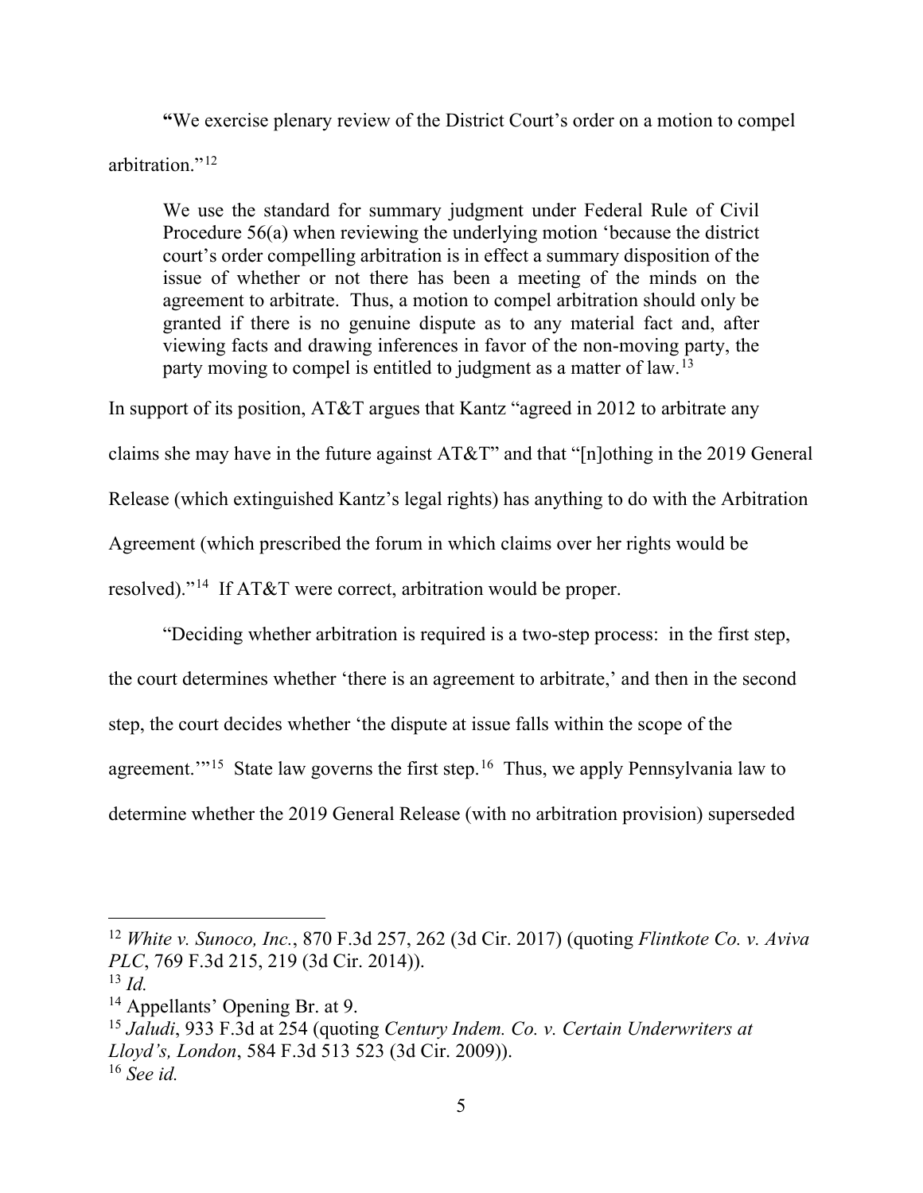**"**We exercise plenary review of the District Court's order on a motion to compel arbitration."[12]

> We use the standard for summary judgment under Federal Rule of Civil Procedure 56(a) when reviewing the underlying motion 'because the district court's order compelling arbitration is in effect a summary disposition of the issue of whether or not there has been a meeting of the minds on the agreement to arbitrate. Thus, a motion to compel arbitration should only be granted if there is no genuine dispute as to any material fact and, after viewing facts and drawing inferences in favor of the non-moving party, the party moving to compel is entitled to judgment as a matter of law.[13]

In support of its position, AT&T argues that Kantz "agreed in 2012 to arbitrate any claims she may have in the future against AT&T" and that "[n]othing in the 2019 General Release (which extinguished Kantz's legal rights) has anything to do with the Arbitration Agreement (which prescribed the forum in which claims over her rights would be resolved)."[14] If AT&T were correct, arbitration would be proper.

"Deciding whether arbitration is required is a two-step process: in the first step, the court determines whether 'there is an agreement to arbitrate,' and then in the second step, the court decides whether 'the dispute at issue falls within the scope of the agreement.'"[15] State law governs the first step.[16] Thus, we apply Pennsylvania law to determine whether the 2019 General Release (with no arbitration provision) superseded

---

[12] *White v. Sunoco, Inc.*, 870 F.3d 257, 262 (3d Cir. 2017) (quoting *Flintkote Co. v. Aviva PLC*, 769 F.3d 215, 219 (3d Cir. 2014)).

[13] *Id.*

[14] Appellants' Opening Br. at 9.

[15] *Jaludi*, 933 F.3d at 254 (quoting *Century Indem. Co. v. Certain Underwriters at Lloyd's, London*, 584 F.3d 513 523 (3d Cir. 2009)).

[16] *See id.*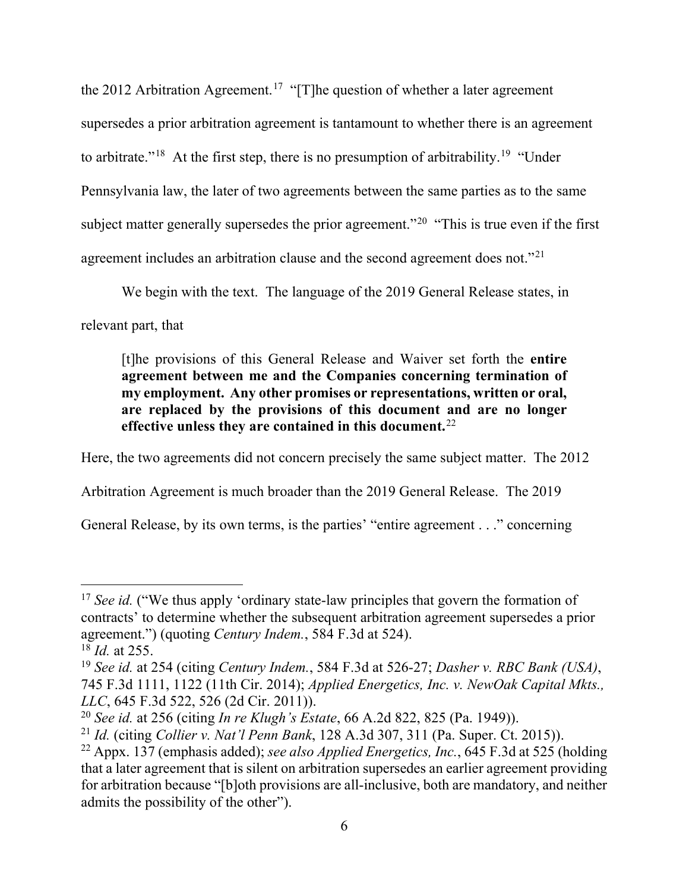the 2012 Arbitration Agreement.[17] "[T]he question of whether a later agreement supersedes a prior arbitration agreement is tantamount to whether there is an agreement to arbitrate."[18] At the first step, there is no presumption of arbitrability.[19] "Under Pennsylvania law, the later of two agreements between the same parties as to the same subject matter generally supersedes the prior agreement."[20] "This is true even if the first agreement includes an arbitration clause and the second agreement does not."[21]

We begin with the text. The language of the 2019 General Release states, in relevant part, that

> [t]he provisions of this General Release and Waiver set forth the **entire agreement between me and the Companies concerning termination of my employment. Any other promises or representations, written or oral, are replaced by the provisions of this document and are no longer effective unless they are contained in this document.**[22]

Here, the two agreements did not concern precisely the same subject matter. The 2012 Arbitration Agreement is much broader than the 2019 General Release. The 2019 General Release, by its own terms, is the parties' "entire agreement . . ." concerning

---

[17] *See id.* ("We thus apply 'ordinary state-law principles that govern the formation of contracts' to determine whether the subsequent arbitration agreement supersedes a prior agreement.") (quoting *Century Indem.*, 584 F.3d at 524).

[18] *Id.* at 255.

[19] *See id.* at 254 (citing *Century Indem.*, 584 F.3d at 526-27; *Dasher v. RBC Bank (USA)*, 745 F.3d 1111, 1122 (11th Cir. 2014); *Applied Energetics, Inc. v. NewOak Capital Mkts., LLC*, 645 F.3d 522, 526 (2d Cir. 2011)).

[20] *See id.* at 256 (citing *In re Klugh's Estate*, 66 A.2d 822, 825 (Pa. 1949)).

[21] *Id.* (citing *Collier v. Nat'l Penn Bank*, 128 A.3d 307, 311 (Pa. Super. Ct. 2015)).

[22] Appx. 137 (emphasis added); *see also Applied Energetics, Inc.*, 645 F.3d at 525 (holding that a later agreement that is silent on arbitration supersedes an earlier agreement providing for arbitration because "[b]oth provisions are all-inclusive, both are mandatory, and neither admits the possibility of the other").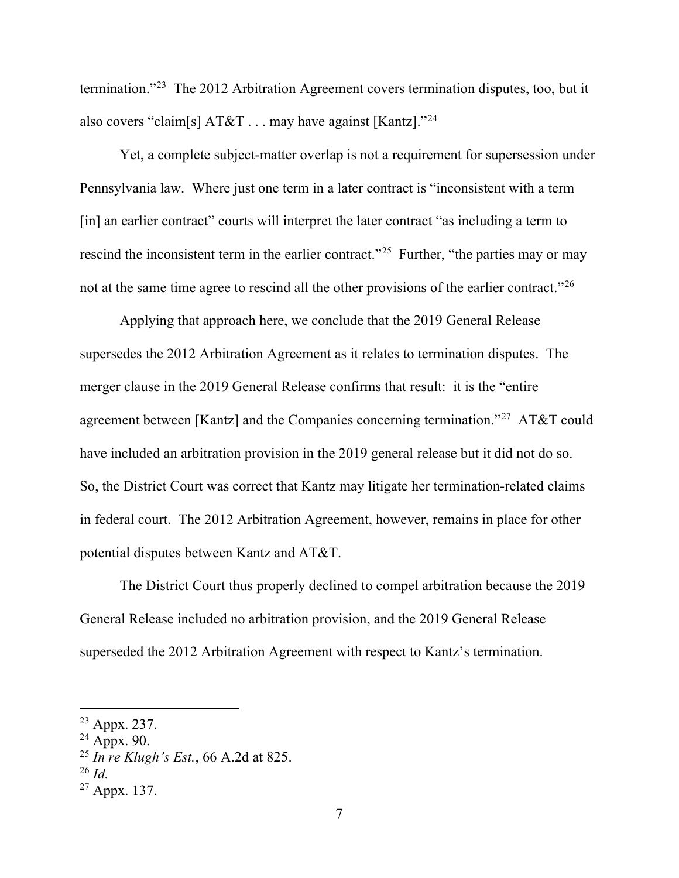termination."[23] The 2012 Arbitration Agreement covers termination disputes, too, but it also covers "claim[s] AT&T . . . may have against [Kantz]."[24]

Yet, a complete subject-matter overlap is not a requirement for supersession under Pennsylvania law. Where just one term in a later contract is "inconsistent with a term [in] an earlier contract" courts will interpret the later contract "as including a term to rescind the inconsistent term in the earlier contract."[25] Further, "the parties may or may not at the same time agree to rescind all the other provisions of the earlier contract."[26]

Applying that approach here, we conclude that the 2019 General Release supersedes the 2012 Arbitration Agreement as it relates to termination disputes. The merger clause in the 2019 General Release confirms that result: it is the "entire agreement between [Kantz] and the Companies concerning termination."[27] AT&T could have included an arbitration provision in the 2019 general release but it did not do so. So, the District Court was correct that Kantz may litigate her termination-related claims in federal court. The 2012 Arbitration Agreement, however, remains in place for other potential disputes between Kantz and AT&T.

The District Court thus properly declined to compel arbitration because the 2019 General Release included no arbitration provision, and the 2019 General Release superseded the 2012 Arbitration Agreement with respect to Kantz's termination.

---

[23] Appx. 237.

[24] Appx. 90.

[25] *In re Klugh's Est.*, 66 A.2d at 825.

[26] *Id.*

[27] Appx. 137.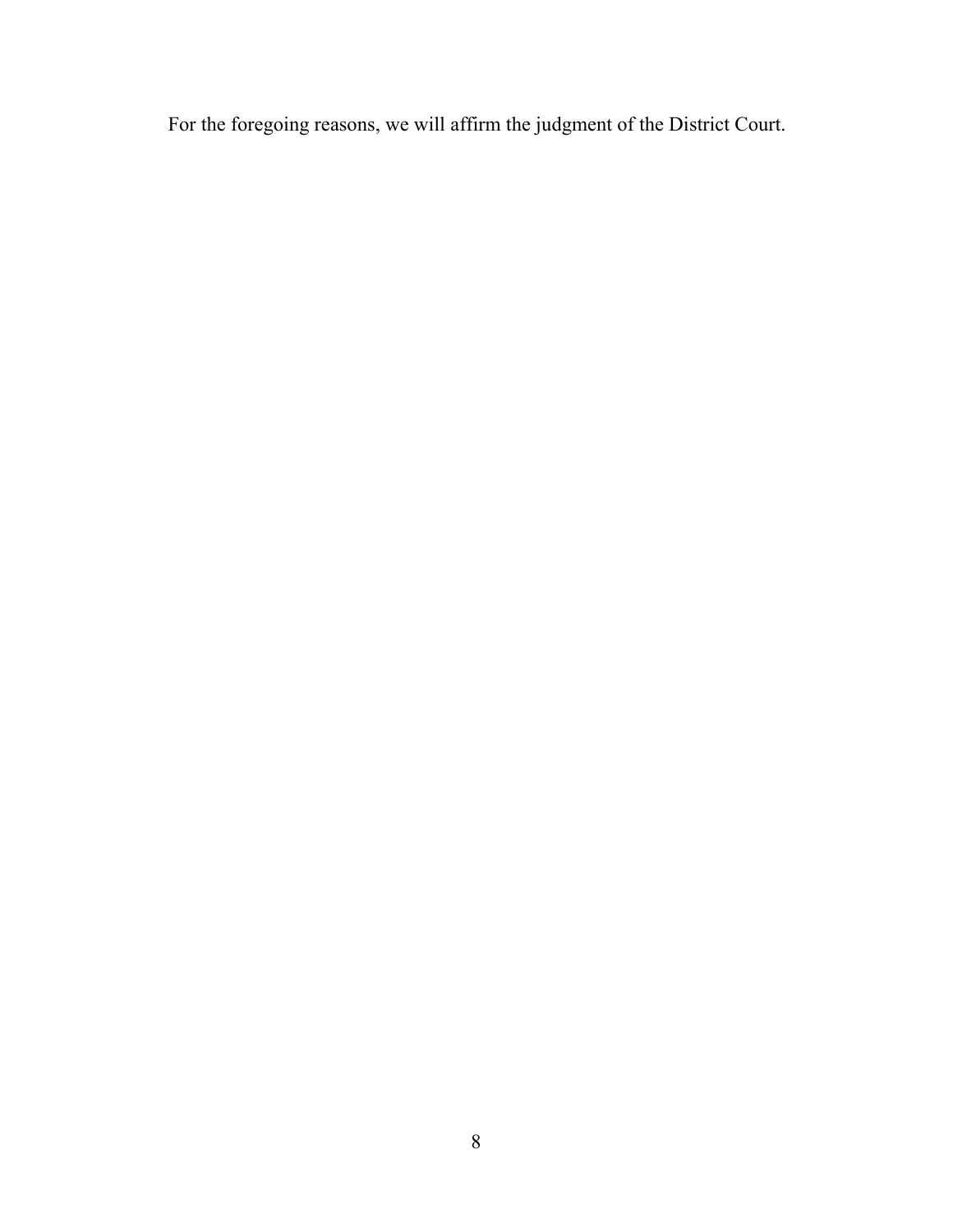For the foregoing reasons, we will affirm the judgment of the District Court.